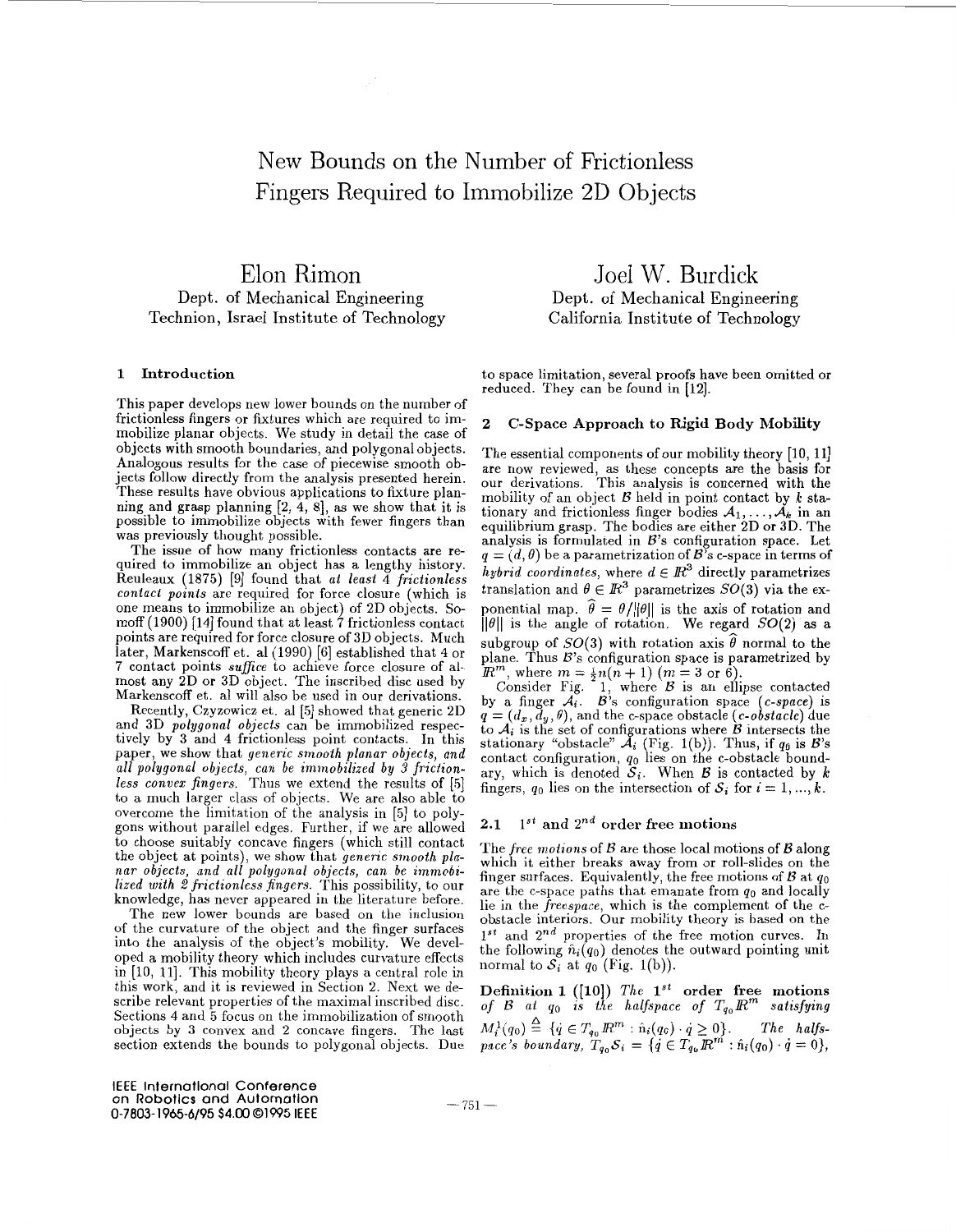# New Bounds on the Number of Frictionless Fingers Required to Immobilize 2D Objects

**Elon Rimon**
Dept. of Mechanical Engineering
Technion, Israel Institute of Technology

**Joel W. Burdick**
Dept. of Mechanical Engineering
California Institute of Technology

## 1 Introduction

This paper develops new lower bounds on the number of frictionless fingers or fixtures which are required to immobilize planar objects. We study in detail the case of objects with smooth boundaries, and polygonal objects. Analogous results for the case of piecewise smooth objects follow directly from the analysis presented herein. These results have obvious applications to fixture planning and grasp planning [2, 4, 8], as we show that it is possible to immobilize objects with fewer fingers than was previously thought possible.

The issue of how many frictionless contacts are required to immobilize an object has a lengthy history. Reuleaux (1875) [9] found that *at least 4 frictionless contact points* are required for force closure (which is one means to immobilize an object) of 2D objects. Somoff (1900) [14] found that at least 7 frictionless contact points are required for force closure of 3D objects. Much later, Markenscoff et. al (1990) [6] established that 4 or 7 contact points *suffice* to achieve force closure of almost any 2D or 3D object. The inscribed disc used by Markenscoff et. al will also be used in our derivations.

Recently, Czyzowicz et. al [5] showed that generic 2D and 3D *polygonal objects* can be immobilized respectively by 3 and 4 frictionless point contacts. In this paper, we show that *generic smooth planar objects, and all polygonal objects, can be immobilized by 3 frictionless convex fingers.* Thus we extend the results of [5] to a much larger class of objects. We are also able to overcome the limitation of the analysis in [5] to polygons without parallel edges. Further, if we are allowed to choose suitably concave fingers (which still contact the object at points), we show that *generic smooth planar objects, and all polygonal objects, can be immobilized with 2 frictionless fingers.* This possibility, to our knowledge, has never appeared in the literature before.

The new lower bounds are based on the inclusion of the curvature of the object and the finger surfaces into the analysis of the object's mobility. We developed a mobility theory which includes curvature effects in [10, 11]. This mobility theory plays a central role in this work, and it is reviewed in Section 2. Next we describe relevant properties of the maximal inscribed disc. Sections 4 and 5 focus on the immobilization of smooth objects by 3 convex and 2 concave fingers. The last section extends the bounds to polygonal objects. Due to space limitation, several proofs have been omitted or reduced. They can be found in [12].

## 2 C-Space Approach to Rigid Body Mobility

The essential components of our mobility theory [10, 11] are now reviewed, as these concepts are the basis for our derivations. This analysis is concerned with the mobility of an object $\mathcal{B}$ held in point contact by $k$ stationary and frictionless finger bodies $\mathcal{A}_1, \ldots, \mathcal{A}_k$ in an equilibrium grasp. The bodies are either 2D or 3D. The analysis is formulated in $\mathcal{B}$'s configuration space. Let $q = (d, \theta)$ be a parametrization of $\mathcal{B}$'s c-space in terms of *hybrid coordinates*, where $d \in \mathbb{R}^3$ directly parametrizes translation and $\theta \in \mathbb{R}^3$ parametrizes $SO(3)$ via the exponential map. $\hat{\theta} = \theta/\|\theta\|$ is the axis of rotation and $\|\theta\|$ is the angle of rotation. We regard $SO(2)$ as a subgroup of $SO(3)$ with rotation axis $\hat{\theta}$ normal to the plane. Thus $\mathcal{B}$'s configuration space is parametrized by $\mathbb{R}^m$, where $m = \frac{1}{2}n(n+1)$ ($m = 3$ or 6).

Consider Fig. 1, where $\mathcal{B}$ is an ellipse contacted by a finger $\mathcal{A}_i$. $\mathcal{B}$'s configuration space (*c-space*) is $q = (d_x, d_y, \theta)$, and the c-space obstacle (*c-obstacle*) due to $\mathcal{A}_i$ is the set of configurations where $\mathcal{B}$ intersects the stationary "obstacle" $\mathcal{A}_i$ (Fig. 1(b)). Thus, if $q_0$ is $\mathcal{B}$'s contact configuration, $q_0$ lies on the c-obstacle boundary, which is denoted $\mathcal{S}_i$. When $\mathcal{B}$ is contacted by $k$ fingers, $q_0$ lies on the intersection of $\mathcal{S}_i$ for $i = 1, \ldots, k$.

### 2.1 $1^{st}$ and $2^{nd}$ order free motions

The *free motions* of $\mathcal{B}$ are those local motions of $\mathcal{B}$ along which it either breaks away from or roll-slides on the finger surfaces. Equivalently, the free motions of $\mathcal{B}$ at $q_0$ are the c-space paths that emanate from $q_0$ and locally lie in the *freespace*, which is the complement of the c-obstacle interiors. Our mobility theory is based on the $1^{st}$ and $2^{nd}$ properties of the free motion curves. In the following $\hat{n}_i(q_0)$ denotes the outward pointing unit normal to $\mathcal{S}_i$ at $q_0$ (Fig. 1(b)).

**Definition 1 ([10])** *The* $1^{st}$ *order free motions of* $\mathcal{B}$ *at* $q_0$ *is the halfspace of* $T_{q_0}\mathbb{R}^m$ *satisfying* $M_i^1(q_0) \stackrel{\Delta}{=} \{\dot{q} \in T_{q_0}\mathbb{R}^m : \hat{n}_i(q_0) \cdot \dot{q} \geq 0\}$. *The halfspace's boundary,* $T_{q_0}\mathcal{S}_i = \{\dot{q} \in T_{q_0}\mathbb{R}^m : \hat{n}_i(q_0) \cdot \dot{q} = 0\}$,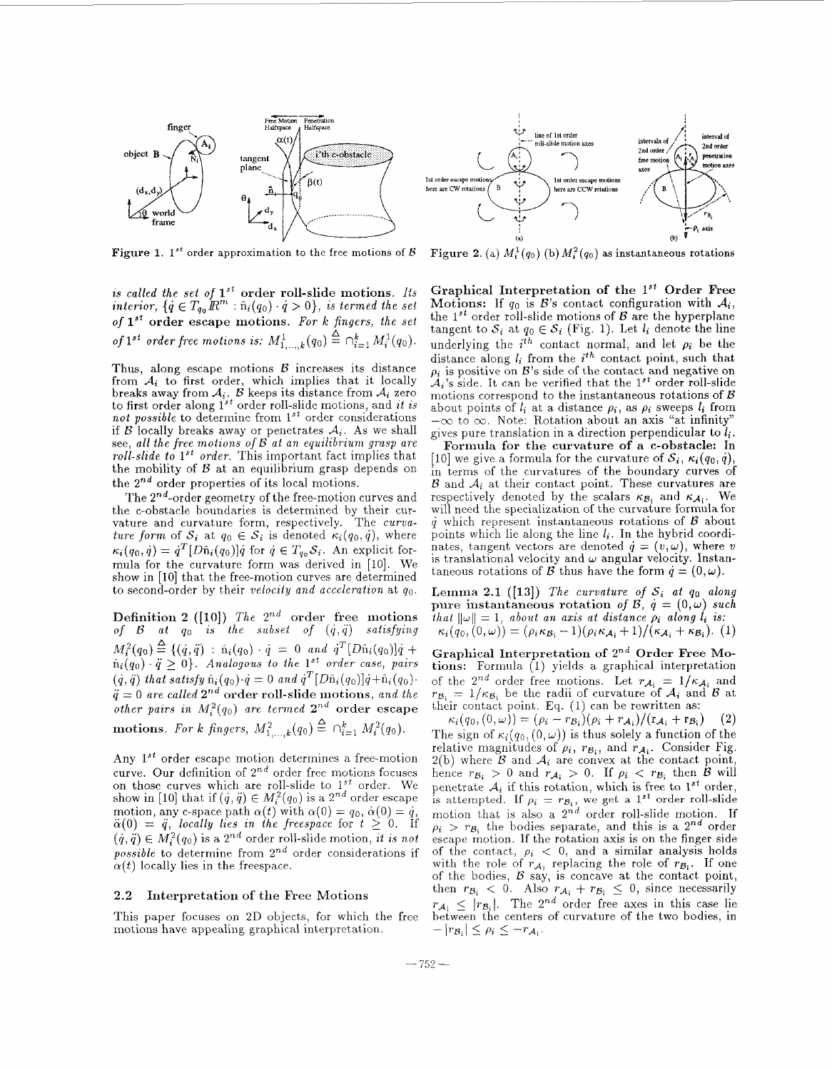Figure 1. $1^{st}$ order approximation to the free motions of $\mathcal{B}$

Figure 2. (a) $M_i^1(q_0)$ (b) $M_i^2(q_0)$ as instantaneous rotations

*is called the set of* $1^{st}$ **order roll-slide motions**. *Its interior*, $\{\dot{q} \in T_{q_0}\mathbb{R}^m : \hat{n}_i(q_0) \cdot \dot{q} > 0\}$, *is termed the set of* $1^{st}$ **order escape motions**. *For k fingers, the set of* $1^{st}$ *order free motions is:* $M^1_{1,\ldots,k}(q_0) \triangleq \cap_{i=1}^k M_i^1(q_0)$.

Thus, along escape motions $\mathcal{B}$ increases its distance from $\mathcal{A}_i$ to first order, which implies that it locally breaks away from $\mathcal{A}_i$. $\mathcal{B}$ keeps its distance from $\mathcal{A}_i$ zero to first order along $1^{st}$ order roll-slide motions, and *it is not possible* to determine from $1^{st}$ order considerations if $\mathcal{B}$ locally breaks away or penetrates $\mathcal{A}_i$. As we shall see, *all the free motions of* $\mathcal{B}$ *at an equilibrium grasp are roll-slide to* $1^{st}$ *order.* This important fact implies that the mobility of $\mathcal{B}$ at an equilibrium grasp depends on the $2^{nd}$ order properties of its local motions.

The $2^{nd}$-order geometry of the free-motion curves and the c-obstacle boundaries is determined by their curvature and curvature form, respectively. The *curvature form* of $\mathcal{S}_i$ at $q_0 \in \mathcal{S}_i$ is denoted $\kappa_i(q_0, \dot{q})$, where $\kappa_i(q_0, \dot{q}) = \dot{q}^T[D\hat{n}_i(q_0)]\dot{q}$ for $\dot{q} \in T_{q_0}\mathcal{S}_i$. An explicit formula for the curvature form was derived in [10]. We show in [10] that the free-motion curves are determined to second-order by their *velocity and acceleration* at $q_0$.

**Definition 2 ([10])** *The* $2^{nd}$ **order free motions** *of* $\mathcal{B}$ *at* $q_0$ *is the subset of* $(\dot{q}, \ddot{q})$ *satisfying* $M_i^2(q_0) \triangleq \{(\dot{q}, \ddot{q}) : \hat{n}_i(q_0) \cdot \dot{q} = 0$ *and* $\dot{q}^T[D\hat{n}_i(q_0)]\dot{q} + \hat{n}_i(q_0) \cdot \ddot{q} \geq 0\}$. *Analogous to the* $1^{st}$ *order case, pairs* $(\dot{q}, \ddot{q})$ *that satisfy* $\hat{n}_i(q_0) \cdot \dot{q} = 0$ *and* $\dot{q}^T[D\hat{n}_i(q_0)]\dot{q} + \hat{n}_i(q_0) \cdot \ddot{q} = 0$ *are called* $2^{nd}$ **order roll-slide motions**, *and the other pairs in* $M_i^2(q_0)$ *are termed* $2^{nd}$ **order escape motions**. *For k fingers,* $M^2_{1,\ldots,k}(q_0) \triangleq \cap_{i=1}^k M_i^2(q_0)$.

Any $1^{st}$ order escape motion determines a free-motion curve. Our definition of $2^{nd}$ order free motions focuses on those curves which are roll-slide to $1^{st}$ order. We show in [10] that if $(\dot{q}, \ddot{q}) \in M_i^2(q_0)$ is a $2^{nd}$ order escape motion, any c-space path $\alpha(t)$ with $\alpha(0) = q_0$, $\dot{\alpha}(0) = \dot{q}$, $\ddot{\alpha}(0) = \ddot{q}$, *locally lies in the freespace* for $t \geq 0$. If $(\dot{q}, \ddot{q}) \in M_i^2(q_0)$ is a $2^{nd}$ order roll-slide motion, *it is not possible* to determine from $2^{nd}$ order considerations if $\alpha(t)$ locally lies in the freespace.

## 2.2 Interpretation of the Free Motions

This paper focuses on 2D objects, for which the free motions have appealing graphical interpretation.

**Graphical Interpretation of the** $1^{st}$ **Order Free Motions:** If $q_0$ is $\mathcal{B}$'s contact configuration with $\mathcal{A}_i$, the $1^{st}$ order roll-slide motions of $\mathcal{B}$ are the hyperplane tangent to $\mathcal{S}_i$ at $q_0 \in \mathcal{S}_i$ (Fig. 1). Let $l_i$ denote the line underlying the $i^{th}$ contact normal, and let $\rho_i$ be the distance along $l_i$ from the $i^{th}$ contact point, such that $\rho_i$ is positive on $\mathcal{B}$'s side of the contact and negative on $\mathcal{A}_i$'s side. It can be verified that the $1^{st}$ order roll-slide motions correspond to the instantaneous rotations of $\mathcal{B}$ about points of $l_i$ at a distance $\rho_i$, as $\rho_i$ sweeps $l_i$ from $-\infty$ to $\infty$. Note: Rotation about an axis "at infinity" gives pure translation in a direction perpendicular to $l_i$.

**Formula for the curvature of a c-obstacle:** In [10] we give a formula for the curvature of $\mathcal{S}_i$, $\kappa_i(q_0, \dot{q})$, in terms of the curvatures of the boundary curves of $\mathcal{B}$ and $\mathcal{A}_i$ at their contact point. These curvatures are respectively denoted by the scalars $\kappa_{\mathcal{B}_i}$ and $\kappa_{\mathcal{A}_i}$. We will need the specialization of the curvature formula for $\dot{q}$ which represent instantaneous rotations of $\mathcal{B}$ about points which lie along the line $l_i$. In the hybrid coordinates, tangent vectors are denoted $\dot{q} = (v, \omega)$, where $v$ is translational velocity and $\omega$ angular velocity. Instantaneous rotations of $\mathcal{B}$ thus have the form $\dot{q} = (0, \omega)$.

**Lemma 2.1 ([13])** *The curvature of* $\mathcal{S}_i$ *at* $q_0$ *along pure instantaneous rotation of* $\mathcal{B}$, $\dot{q} = (0, \omega)$ *such that* $\|\omega\| = 1$, *about an axis at distance* $\rho_i$ *along* $l_i$ *is:*

$$\kappa_i(q_0, (0, \omega)) = (\rho_i\kappa_{\mathcal{B}_i} - 1)(\rho_i\kappa_{\mathcal{A}_i} + 1)/(\kappa_{\mathcal{A}_i} + \kappa_{\mathcal{B}_i}). \quad (1)$$

**Graphical Interpretation of** $2^{nd}$ **Order Free Motions:** Formula (1) yields a graphical interpretation of the $2^{nd}$ order free motions. Let $r_{\mathcal{A}_i} = 1/\kappa_{\mathcal{A}_i}$ and $r_{\mathcal{B}_i} = 1/\kappa_{\mathcal{B}_i}$ be the radii of curvature of $\mathcal{A}_i$ and $\mathcal{B}$ at their contact point. Eq. (1) can be rewritten as:

$$\kappa_i(q_0, (0, \omega)) = (\rho_i - r_{\mathcal{B}_i})(\rho_i + r_{\mathcal{A}_i})/(r_{\mathcal{A}_i} + r_{\mathcal{B}_i}) \quad (2)$$

The sign of $\kappa_i(q_0, (0, \omega))$ is thus solely a function of the relative magnitudes of $\rho_i$, $r_{\mathcal{B}_i}$, and $r_{\mathcal{A}_i}$. Consider Fig. 2(b) where $\mathcal{B}$ and $\mathcal{A}_i$ are convex at the contact point, hence $r_{\mathcal{B}_i} > 0$ and $r_{\mathcal{A}_i} > 0$. If $\rho_i < r_{\mathcal{B}_i}$ then $\mathcal{B}$ will penetrate $\mathcal{A}_i$ if this rotation, which is free to $1^{st}$ order, is attempted. If $\rho_i = r_{\mathcal{B}_i}$, we get a $1^{st}$ order roll-slide motion that is also a $2^{nd}$ order roll-slide motion. If $\rho_i > r_{\mathcal{B}_i}$ the bodies separate, and this is a $2^{nd}$ order escape motion. If the rotation axis is on the finger side of the contact, $\rho_i < 0$, and a similar analysis holds with the role of $r_{\mathcal{A}_i}$ replacing the role of $r_{\mathcal{B}_i}$. If one of the bodies, $\mathcal{B}$ say, is concave at the contact point, then $r_{\mathcal{B}_i} < 0$. Also $r_{\mathcal{A}_i} + r_{\mathcal{B}_i} \leq 0$, since necessarily $r_{\mathcal{A}_i} \leq |r_{\mathcal{B}_i}|$. The $2^{nd}$ order free axes in this case lie between the centers of curvature of the two bodies, in $-|r_{\mathcal{B}_i}| \leq \rho_i \leq -r_{\mathcal{A}_i}$.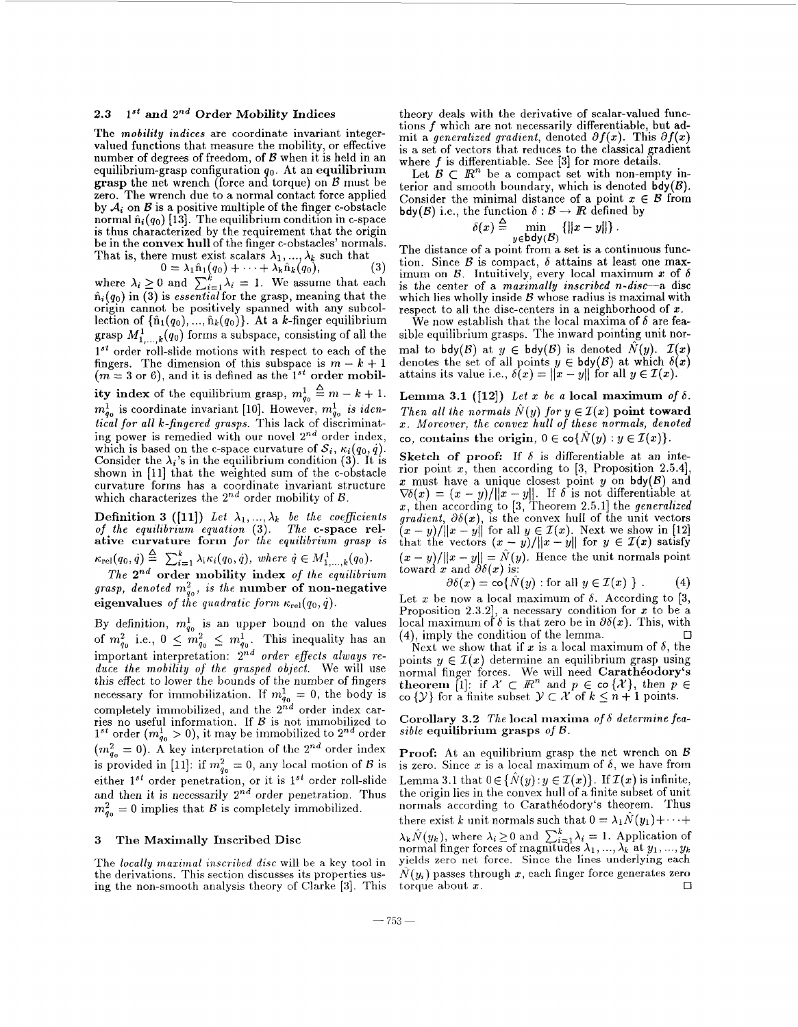### 2.3 $1^{st}$ and $2^{nd}$ Order Mobility Indices

The *mobility indices* are coordinate invariant integer-valued functions that measure the mobility, or effective number of degrees of freedom, of $\mathcal{B}$ when it is held in an equilibrium-grasp configuration $q_0$. At an **equilibrium grasp** the net wrench (force and torque) on $\mathcal{B}$ must be zero. The wrench due to a normal contact force applied by $\mathcal{A}_i$ on $\mathcal{B}$ is a positive multiple of the finger c-obstacle normal $\hat{n}_i(q_0)$ [13]. The equilibrium condition in c-space is thus characterized by the requirement that the origin be in the **convex hull** of the finger c-obstacles' normals. That is, there must exist scalars $\lambda_1, ..., \lambda_k$ such that

$$0 = \lambda_1 \hat{n}_1(q_0) + \cdots + \lambda_k \hat{n}_k(q_0), \tag{3}$$

where $\lambda_i \geq 0$ and $\sum_{i=1}^{k} \lambda_i = 1$. We assume that each $\hat{n}_i(q_0)$ in (3) is *essential* for the grasp, meaning that the origin cannot be positively spanned with any subcollection of $\{\hat{n}_1(q_0), ..., \hat{n}_k(q_0)\}$. At a $k$-finger equilibrium grasp $M^1_{1,...,k}(q_0)$ forms a subspace, consisting of all the $1^{st}$ order roll-slide motions with respect to each of the fingers. The dimension of this subspace is $m - k + 1$ ($m = 3$ or $6$), and it is defined as the $1^{st}$ **order mobility index** of the equilibrium grasp, $m^1_{q_0} \triangleq m - k + 1$. $m^1_{q_0}$ is coordinate invariant [10]. However, $m^1_{q_0}$ *is identical for all k-fingered grasps*. This lack of discriminating power is remedied with our novel $2^{nd}$ order index, which is based on the c-space curvature of $\mathcal{S}_i$, $\kappa_i(q_0, \dot{q})$. Consider the $\lambda_i$'s in the equilibrium condition (3). It is shown in [11] that the weighted sum of the c-obstacle curvature forms has a coordinate invariant structure which characterizes the $2^{nd}$ order mobility of $\mathcal{B}$.

**Definition 3 ([11])** *Let $\lambda_1, ..., \lambda_k$ be the coefficients of the equilibrium equation* (3). *The* **c-space relative curvature form** *for the equilibrium grasp is* $\kappa_{\text{rel}}(q_0, \dot{q}) \triangleq \sum_{i=1}^{k} \lambda_i \kappa_i(q_0, \dot{q})$, *where* $\dot{q} \in M^1_{1,...,k}(q_0)$.

*The* $2^{nd}$ **order mobility index** *of the equilibrium grasp, denoted $m^2_{q_0}$, is the* **number of non-negative eigenvalues** *of the quadratic form $\kappa_{\text{rel}}(q_0, \dot{q})$.*

By definition, $m^1_{q_0}$ is an upper bound on the values of $m^2_{q_0}$ i.e., $0 \leq m^2_{q_0} \leq m^1_{q_0}$. This inequality has an important interpretation: *$2^{nd}$ order effects always reduce the mobility of the grasped object.* We will use this effect to lower the bounds of the number of fingers necessary for immobilization. If $m^1_{q_0} = 0$, the body is completely immobilized, and the $2^{nd}$ order index carries no useful information. If $\mathcal{B}$ is not immobilized to $1^{st}$ order ($m^1_{q_0} > 0$), it may be immobilized to $2^{nd}$ order ($m^2_{q_0} = 0$). A key interpretation of the $2^{nd}$ order index is provided in [11]: if $m^2_{q_0} = 0$, any local motion of $\mathcal{B}$ is either $1^{st}$ order penetration, or it is $1^{st}$ order roll-slide and then it is necessarily $2^{nd}$ order penetration. Thus $m^2_{q_0} = 0$ implies that $\mathcal{B}$ is completely immobilized.

## 3 The Maximally Inscribed Disc

The *locally maximal inscribed disc* will be a key tool in the derivations. This section discusses its properties using the non-smooth analysis theory of Clarke [3]. This theory deals with the derivative of scalar-valued functions $f$ which are not necessarily differentiable, but admit a *generalized gradient*, denoted $\partial f(x)$. This $\partial f(x)$ is a set of vectors that reduces to the classical gradient where $f$ is differentiable. See [3] for more details.

Let $\mathcal{B} \subset \mathbb{R}^n$ be a compact set with non-empty interior and smooth boundary, which is denoted $\text{bdy}(\mathcal{B})$. Consider the minimal distance of a point $x \in \mathcal{B}$ from $\text{bdy}(\mathcal{B})$ i.e., the function $\delta : \mathcal{B} \to \mathbb{R}$ defined by

$$\delta(x) \triangleq \min_{y \in \text{bdy}(\mathcal{B})} \{\|x - y\|\}.$$

The distance of a point from a set is a continuous function. Since $\mathcal{B}$ is compact, $\delta$ attains at least one maximum on $\mathcal{B}$. Intuitively, every local maximum $x$ of $\delta$ is the center of a *maximally inscribed n-disc*—a disc which lies wholly inside $\mathcal{B}$ whose radius is maximal with respect to all the disc-centers in a neighborhood of $x$.

We now establish that the local maxima of $\delta$ are feasible equilibrium grasps. The inward pointing unit normal to $\text{bdy}(\mathcal{B})$ at $y \in \text{bdy}(\mathcal{B})$ is denoted $\hat{N}(y)$. $\mathcal{I}(x)$ denotes the set of all points $y \in \text{bdy}(\mathcal{B})$ at which $\delta(x)$ attains its value i.e., $\delta(x) = \|x - y\|$ for all $y \in \mathcal{I}(x)$.

**Lemma 3.1 ([12])** *Let $x$ be a* **local maximum** *of $\delta$. Then all the normals $\hat{N}(y)$ for $y \in \mathcal{I}(x)$* **point toward** *$x$. Moreover, the convex hull of these normals, denoted* co, **contains the origin**, $0 \in \text{co}\{\hat{N}(y) : y \in \mathcal{I}(x)\}$.

**Sketch of proof:** If $\delta$ is differentiable at an interior point $x$, then according to [3, Proposition 2.5.4], $x$ must have a unique closest point $y$ on $\text{bdy}(\mathcal{B})$ and $\nabla\delta(x) = (x - y)/\|x - y\|$. If $\delta$ is not differentiable at $x$, then according to [3, Theorem 2.5.1] the *generalized gradient*, $\partial\delta(x)$, is the convex hull of the unit vectors $(x - y)/\|x - y\|$ for all $y \in \mathcal{I}(x)$. Next we show in [12] that the vectors $(x - y)/\|x - y\|$ for $y \in \mathcal{I}(x)$ satisfy $(x - y)/\|x - y\| = \hat{N}(y)$. Hence the unit normals point toward $x$ and $\partial\delta(x)$ is:

$$\partial\delta(x) = \text{co}\{\hat{N}(y) : \text{for all } y \in \mathcal{I}(x)\}. \tag{4}$$

Let $x$ be now a local maximum of $\delta$. According to [3, Proposition 2.3.2], a necessary condition for $x$ to be a local maximum of $\delta$ is that zero be in $\partial\delta(x)$. This, with (4), imply the condition of the lemma. $\square$

Next we show that if $x$ is a local maximum of $\delta$, the points $y \in \mathcal{I}(x)$ determine an equilibrium grasp using normal finger forces. We will need **Carathéodory's theorem** [1]: if $\mathcal{X} \subset \mathbb{R}^n$ and $p \in \text{co}\{\mathcal{X}\}$, then $p \in \text{co}\{\mathcal{Y}\}$ for a finite subset $\mathcal{Y} \subset \mathcal{X}$ of $k \leq n + 1$ points.

**Corollary 3.2** *The* **local maxima** *of $\delta$* **determine feasible equilibrium grasps** *of $\mathcal{B}$.*

**Proof:** At an equilibrium grasp the net wrench on $\mathcal{B}$ is zero. Since $x$ is a local maximum of $\delta$, we have from Lemma 3.1 that $0 \in \{\hat{N}(y) : y \in \mathcal{I}(x)\}$. If $\mathcal{I}(x)$ is infinite, the origin lies in the convex hull of a finite subset of unit normals according to Carathéodory's theorem. Thus there exist $k$ unit normals such that $0 = \lambda_1 \hat{N}(y_1) + \cdots + \lambda_k \hat{N}(y_k)$, where $\lambda_i \geq 0$ and $\sum_{i=1}^{k} \lambda_i = 1$. Application of normal finger forces of magnitudes $\lambda_1, ..., \lambda_k$ at $y_1, ..., y_k$ yields zero net force. Since the lines underlying each $\hat{N}(y_i)$ passes through $x$, each finger force generates zero torque about $x$. $\square$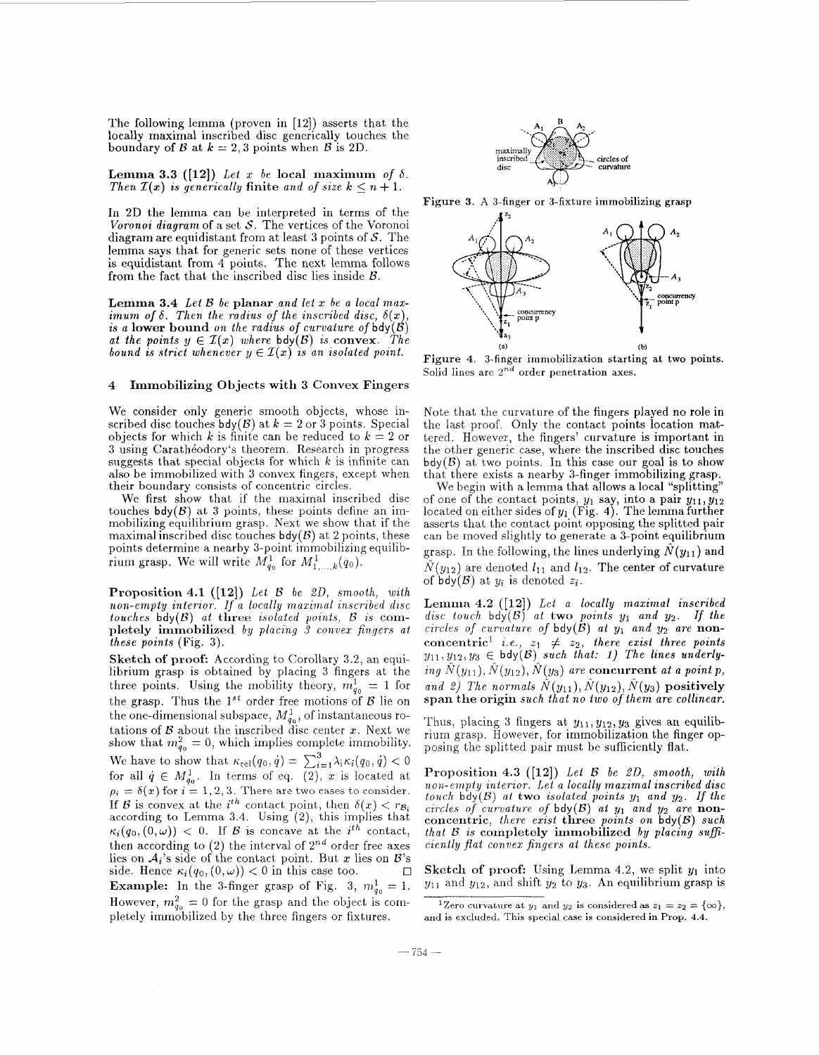The following lemma (proven in [12]) asserts that the locally maximal inscribed disc generically touches the boundary of $\mathcal{B}$ at $k = 2, 3$ points when $\mathcal{B}$ is 2D.

**Lemma 3.3 ([12])** *Let $x$ be* **local maximum** *of $\delta$. Then $\mathcal{I}(x)$ is generically* **finite** *and of size $k \leq n+1$.*

In 2D the lemma can be interpreted in terms of the *Voronoi diagram* of a set $\mathcal{S}$. The vertices of the Voronoi diagram are equidistant from at least 3 points of $\mathcal{S}$. The lemma says that for generic sets none of these vertices is equidistant from 4 points. The next lemma follows from the fact that the inscribed disc lies inside $\mathcal{B}$.

**Lemma 3.4** *Let $\mathcal{B}$ be* **planar** *and let $x$ be a local maximum of $\delta$. Then the radius of the inscribed disc, $\delta(x)$, is a* **lower bound** *on the radius of curvature of $\mathsf{bdy}(\mathcal{B})$ at the points $y \in \mathcal{I}(x)$ where $\mathsf{bdy}(\mathcal{B})$ is* **convex**. *The bound is strict whenever $y \in \mathcal{I}(x)$ is an isolated point.*

## 4 Immobilizing Objects with 3 Convex Fingers

We consider only generic smooth objects, whose inscribed disc touches $\mathsf{bdy}(\mathcal{B})$ at $k = 2$ or 3 points. Special objects for which $k$ is finite can be reduced to $k = 2$ or 3 using Carathéodory's theorem. Research in progress suggests that special objects for which $k$ is infinite can also be immobilized with 3 convex fingers, except when their boundary consists of concentric circles.

We first show that if the maximal inscribed disc touches $\mathsf{bdy}(\mathcal{B})$ at 3 points, these points define an immobilizing equilibrium grasp. Next we show that if the maximal inscribed disc touches $\mathsf{bdy}(\mathcal{B})$ at 2 points, these points determine a nearby 3-point immobilizing equilibrium grasp. We will write $M^1_{q_0}$ for $M^1_{1,\ldots,k}(q_0)$.

**Proposition 4.1 ([12])** *Let $\mathcal{B}$ be 2D, smooth, with non-empty interior. If a locally maximal inscribed disc touches $\mathsf{bdy}(\mathcal{B})$ at* **three** *isolated points, $\mathcal{B}$ is* **completely immobilized** *by placing 3 convex fingers at these points* (Fig. 3).

**Sketch of proof:** According to Corollary 3.2, an equilibrium grasp is obtained by placing 3 fingers at the three points. Using the mobility theory, $m^1_{q_0} = 1$ for the grasp. Thus the $1^{st}$ order free motions of $\mathcal{B}$ lie on the one-dimensional subspace, $M^1_{q_0}$, of instantaneous rotations of $\mathcal{B}$ about the inscribed disc center $x$. Next we show that $m^2_{q_0} = 0$, which implies complete immobility. We have to show that $\kappa_{\mathrm{rel}}(q_0, \dot{q}) = \sum_{i=1}^{3} \lambda_i \kappa_i(q_0, \dot{q}) < 0$ for all $\dot{q} \in M^1_{q_0}$. In terms of eq. (2), $x$ is located at $\rho_i = \delta(x)$ for $i = 1, 2, 3$. There are two cases to consider. If $\mathcal{B}$ is convex at the $i^{th}$ contact point, then $\delta(x) < r_{\mathcal{B}_i}$ according to Lemma 3.4. Using (2), this implies that $\kappa_i(q_0, (0, \omega)) < 0$. If $\mathcal{B}$ is concave at the $i^{th}$ contact, then according to (2) the interval of $2^{nd}$ order free axes lies on $\mathcal{A}_i$'s side of the contact point. But $x$ lies on $\mathcal{B}$'s side. Hence $\kappa_i(q_0, (0, \omega)) < 0$ in this case too. $\square$

**Example:** In the 3-finger grasp of Fig. 3, $m^1_{q_0} = 1$. However, $m^2_{q_0} = 0$ for the grasp and the object is completely immobilized by the three fingers or fixtures.

Figure 3. A 3-finger or 3-fixture immobilizing grasp

Figure 4. 3-finger immobilization starting at two points. Solid lines are $2^{nd}$ order penetration axes.

Note that the curvature of the fingers played no role in the last proof. Only the contact points location mattered. However, the fingers' curvature is important in the other generic case, where the inscribed disc touches $\mathsf{bdy}(\mathcal{B})$ at two points. In this case our goal is to show that there exists a nearby 3-finger immobilizing grasp.

We begin with a lemma that allows a local "splitting" of one of the contact points, $y_1$ say, into a pair $y_{11}, y_{12}$ located on either sides of $y_1$ (Fig. 4). The lemma further asserts that the contact point opposing the splitted pair can be moved slightly to generate a 3-point equilibrium grasp. In the following, the lines underlying $\hat{N}(y_{11})$ and $\hat{N}(y_{12})$ are denoted $l_{11}$ and $l_{12}$. The center of curvature of $\mathsf{bdy}(\mathcal{B})$ at $y_i$ is denoted $z_i$.

**Lemma 4.2 ([12])** *Let a locally maximal inscribed disc touch $\mathsf{bdy}(\mathcal{B})$ at* **two** *points $y_1$ and $y_2$. If the circles of curvature of $\mathsf{bdy}(\mathcal{B})$ at $y_1$ and $y_2$ are* **non-concentric**[1] *i.e., $z_1 \neq z_2$, there exist three points $y_{11}, y_{12}, y_3 \in \mathsf{bdy}(\mathcal{B})$ such that: 1) The lines underlying $\hat{N}(y_{11}), \hat{N}(y_{12}), \hat{N}(y_3)$ are* **concurrent** *at a point $p$, and 2) The normals $\hat{N}(y_{11}), \hat{N}(y_{12}), \hat{N}(y_3)$* **positively span the origin** *such that no two of them are collinear.*

Thus, placing 3 fingers at $y_{11}, y_{12}, y_3$ gives an equilibrium grasp. However, for immobilization the finger opposing the splitted pair must be sufficiently flat.

**Proposition 4.3 ([12])** *Let $\mathcal{B}$ be 2D, smooth, with non-empty interior. Let a locally maximal inscribed disc touch $\mathsf{bdy}(\mathcal{B})$ at* **two** *isolated points $y_1$ and $y_2$. If the circles of curvature of $\mathsf{bdy}(\mathcal{B})$ at $y_1$ and $y_2$ are* **non-concentric**, *there exist* **three** *points on $\mathsf{bdy}(\mathcal{B})$ such that $\mathcal{B}$ is* **completely immobilized** *by placing sufficiently flat convex fingers at these points.*

**Sketch of proof:** Using Lemma 4.2, we split $y_1$ into $y_{11}$ and $y_{12}$, and shift $y_2$ to $y_3$. An equilibrium grasp is

[1] Zero curvature at $y_1$ and $y_2$ is considered as $z_1 = z_2 = \{\infty\}$, and is excluded. This special case is considered in Prop. 4.4.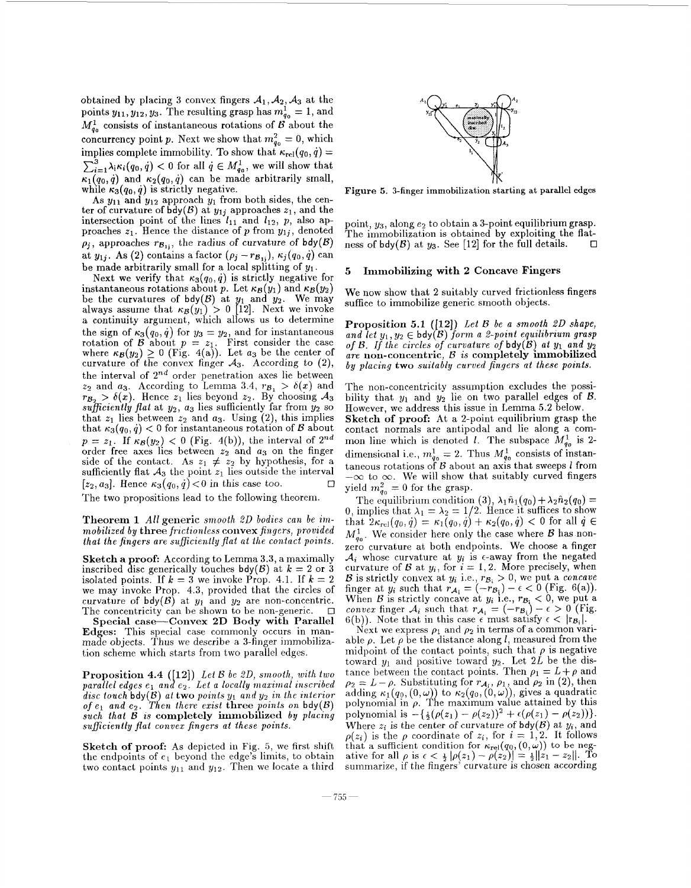obtained by placing 3 convex fingers $\mathcal{A}_1, \mathcal{A}_2, \mathcal{A}_3$ at the points $y_{11}, y_{12}, y_3$. The resulting grasp has $m^1_{q_0} = 1$, and $M^1_{q_0}$ consists of instantaneous rotations of $\mathcal{B}$ about the concurrency point $p$. Next we show that $m^2_{q_0} = 0$, which implies complete immobility. To show that $\kappa_{\rm rel}(q_0, \dot{q}) = \sum_{i=1}^{3} \lambda_i \kappa_i(q_0, \dot{q}) < 0$ for all $\dot{q} \in M^1_{q_0}$, we will show that $\kappa_1(q_0, \dot{q})$ and $\kappa_2(q_0, \dot{q})$ can be made arbitrarily small, while $\kappa_3(q_0, \dot{q})$ is strictly negative.

As $y_{11}$ and $y_{12}$ approach $y_1$ from both sides, the center of curvature of $\mathsf{bdy}(\mathcal{B})$ at $y_{1j}$ approaches $z_1$, and the intersection point of the lines $l_{11}$ and $l_{12}$, $p$, also approaches $z_1$. Hence the distance of $p$ from $y_{1j}$, denoted $\rho_j$, approaches $r_{\mathcal{B}_{1j}}$, the radius of curvature of $\mathsf{bdy}(\mathcal{B})$ at $y_{1j}$. As (2) contains a factor $(\rho_j - r_{\mathcal{B}_{1j}})$, $\kappa_j(q_0, \dot{q})$ can be made arbitrarily small for a local splitting of $y_1$.

Next we verify that $\kappa_3(q_0, \dot{q})$ is strictly negative for instantaneous rotations about $p$. Let $\kappa_{\mathcal{B}}(y_1)$ and $\kappa_{\mathcal{B}}(y_2)$ be the curvatures of $\mathsf{bdy}(\mathcal{B})$ at $y_1$ and $y_2$. We may always assume that $\kappa_{\mathcal{B}}(y_1) > 0$ [12]. Next we invoke a continuity argument, which allows us to determine the sign of $\kappa_3(q_0, \dot{q})$ for $y_3 = y_2$, and for instantaneous rotation of $\mathcal{B}$ about $p = z_1$. First consider the case where $\kappa_{\mathcal{B}}(y_2) \geq 0$ (Fig. 4(a)). Let $a_3$ be the center of curvature of the convex finger $\mathcal{A}_3$. According to (2), the interval of $2^{nd}$ order penetration axes lie between $z_2$ and $a_3$. According to Lemma 3.4, $r_{\mathcal{B}_1} > \delta(x)$ and $r_{\mathcal{B}_2} > \delta(x)$. Hence $z_1$ lies beyond $z_2$. By choosing $\mathcal{A}_3$ *sufficiently flat* at $y_2$, $a_3$ lies sufficiently far from $y_2$ so that $z_1$ lies between $z_2$ and $a_3$. Using (2), this implies that $\kappa_3(q_0, \dot{q}) < 0$ for instantaneous rotation of $\mathcal{B}$ about $p = z_1$. If $\kappa_{\mathcal{B}}(y_2) < 0$ (Fig. 4(b)), the interval of $2^{nd}$ order free axes lies between $z_2$ and $a_3$ on the finger side of the contact. As $z_1 \neq z_2$ by hypothesis, for a sufficiently flat $\mathcal{A}_3$ the point $z_1$ lies outside the interval $[z_2, a_3]$. Hence $\kappa_3(q_0, \dot{q}) < 0$ in this case too. □

The two propositions lead to the following theorem.

**Theorem 1** *All* **generic** *smooth 2D bodies can be immobilized by* **three** *frictionless* **convex** *fingers, provided that the fingers are sufficiently flat at the contact points.*

**Sketch a proof:** According to Lemma 3.3, a maximally inscribed disc generically touches $\mathsf{bdy}(\mathcal{B})$ at $k = 2$ or 3 isolated points. If $k = 3$ we invoke Prop. 4.1. If $k = 2$ we may invoke Prop. 4.3, provided that the circles of curvature of $\mathsf{bdy}(\mathcal{B})$ at $y_1$ and $y_2$ are non-concentric. The concentricity can be shown to be non-generic. □

**Special case—Convex 2D Body with Parallel Edges:** This special case commonly occurs in man-made objects. Thus we describe a 3-finger immobilization scheme which starts from two parallel edges.

**Proposition 4.4** ([12]) *Let $\mathcal{B}$ be 2D, smooth, with two parallel edges $e_1$ and $e_2$. Let a locally maximal inscribed disc touch $\mathsf{bdy}(\mathcal{B})$ at* **two** *points $y_1$ and $y_2$ in the interior of $e_1$ and $e_2$. Then there exist* **three** *points on $\mathsf{bdy}(\mathcal{B})$ such that $\mathcal{B}$ is* **completely immobilized** *by placing sufficiently flat convex fingers at these points.*

**Sketch of proof:** As depicted in Fig. 5, we first shift the endpoints of $e_1$ beyond the edge's limits, to obtain two contact points $y_{11}$ and $y_{12}$. Then we locate a third point, $y_3$, along $e_2$ to obtain a 3-point equilibrium grasp. The immobilization is obtained by exploiting the flatness of $\mathsf{bdy}(\mathcal{B})$ at $y_3$. See [12] for the full details. □

Figure 5. 3-finger immobilization starting at parallel edges

## 5 Immobilizing with 2 Concave Fingers

We now show that 2 suitably curved frictionless fingers suffice to immobilize generic smooth objects.

**Proposition 5.1** ([12]) *Let $\mathcal{B}$ be a smooth 2D shape, and let $y_1, y_2 \in \mathsf{bdy}(\mathcal{B})$ form a 2-point equilibrium grasp of $\mathcal{B}$. If the circles of curvature of $\mathsf{bdy}(\mathcal{B})$ at $y_1$ and $y_2$ are* **non-concentric**, *$\mathcal{B}$ is* **completely immobilized** *by placing* **two** *suitably curved fingers at these points.*

The non-concentricity assumption excludes the possibility that $y_1$ and $y_2$ lie on two parallel edges of $\mathcal{B}$. However, we address this issue in Lemma 5.2 below.

**Sketch of proof:** At a 2-point equilibrium grasp the contact normals are antipodal and lie along a common line which is denoted $l$. The subspace $M^1_{q_0}$ is 2-dimensional i.e., $m^1_{q_0} = 2$. Thus $M^1_{q_0}$ consists of instantaneous rotations of $\mathcal{B}$ about an axis that sweeps $l$ from $-\infty$ to $\infty$. We will show that suitably curved fingers yield $m^2_{q_0} = 0$ for the grasp.

The equilibrium condition (3), $\lambda_1 \hat{n}_1(q_0) + \lambda_2 \hat{n}_2(q_0) = 0$, implies that $\lambda_1 = \lambda_2 = 1/2$. Hence it suffices to show that $2\kappa_{\rm rel}(q_0, \dot{q}) = \kappa_1(q_0, \dot{q}) + \kappa_2(q_0, \dot{q}) < 0$ for all $\dot{q} \in M^1_{q_0}$. We consider here only the case where $\mathcal{B}$ has non-zero curvature at both endpoints. We choose a finger $\mathcal{A}_i$ whose curvature at $y_i$ is $\epsilon$-away from the negated curvature of $\mathcal{B}$ at $y_i$, for $i = 1, 2$. More precisely, when $\mathcal{B}$ is strictly convex at $y_i$ i.e., $r_{\mathcal{B}_i} > 0$, we put a *concave* finger at $y_i$ such that $r_{\mathcal{A}_i} = (-r_{\mathcal{B}_i}) - \epsilon < 0$ (Fig. 6(a)). When $\mathcal{B}$ is strictly concave at $y_i$ i.e., $r_{\mathcal{B}_i} < 0$, we put a *convex* finger $\mathcal{A}_i$ such that $r_{\mathcal{A}_i} = (-r_{\mathcal{B}_i}) - \epsilon > 0$ (Fig. 6(b)). Note that in this case $\epsilon$ must satisfy $\epsilon < |r_{\mathcal{B}_i}|$.

Next we express $\rho_1$ and $\rho_2$ in terms of a common variable $\rho$. Let $\rho$ be the distance along $l$, measured from the midpoint of the contact points, such that $\rho$ is negative toward $y_1$ and positive toward $y_2$. Let $2L$ be the distance between the contact points. Then $\rho_1 = L + \rho$ and $\rho_2 = L - \rho$. Substituting for $r_{\mathcal{A}_i}$, $\rho_1$, and $\rho_2$ in (2), then adding $\kappa_1(q_0, (0, \omega))$ to $\kappa_2(q_0, (0, \omega))$, gives a quadratic polynomial in $\rho$. The maximum value attained by this polynomial is $-\{\frac{1}{4}(\rho(z_1) - \rho(z_2))^2 + \epsilon(\rho(z_1) - \rho(z_2))\}$. Where $z_i$ is the center of curvature of $\mathsf{bdy}(\mathcal{B})$ at $y_i$, and $\rho(z_i)$ is the $\rho$ coordinate of $z_i$, for $i = 1, 2$. It follows that a sufficient condition for $\kappa_{\rm rel}(q_0, (0, \omega))$ to be negative for all $\rho$ is $\epsilon < \frac{1}{4}|\rho(z_1) - \rho(z_2)| = \frac{1}{4}\|z_1 - z_2\|$. To summarize, if the fingers' curvature is chosen according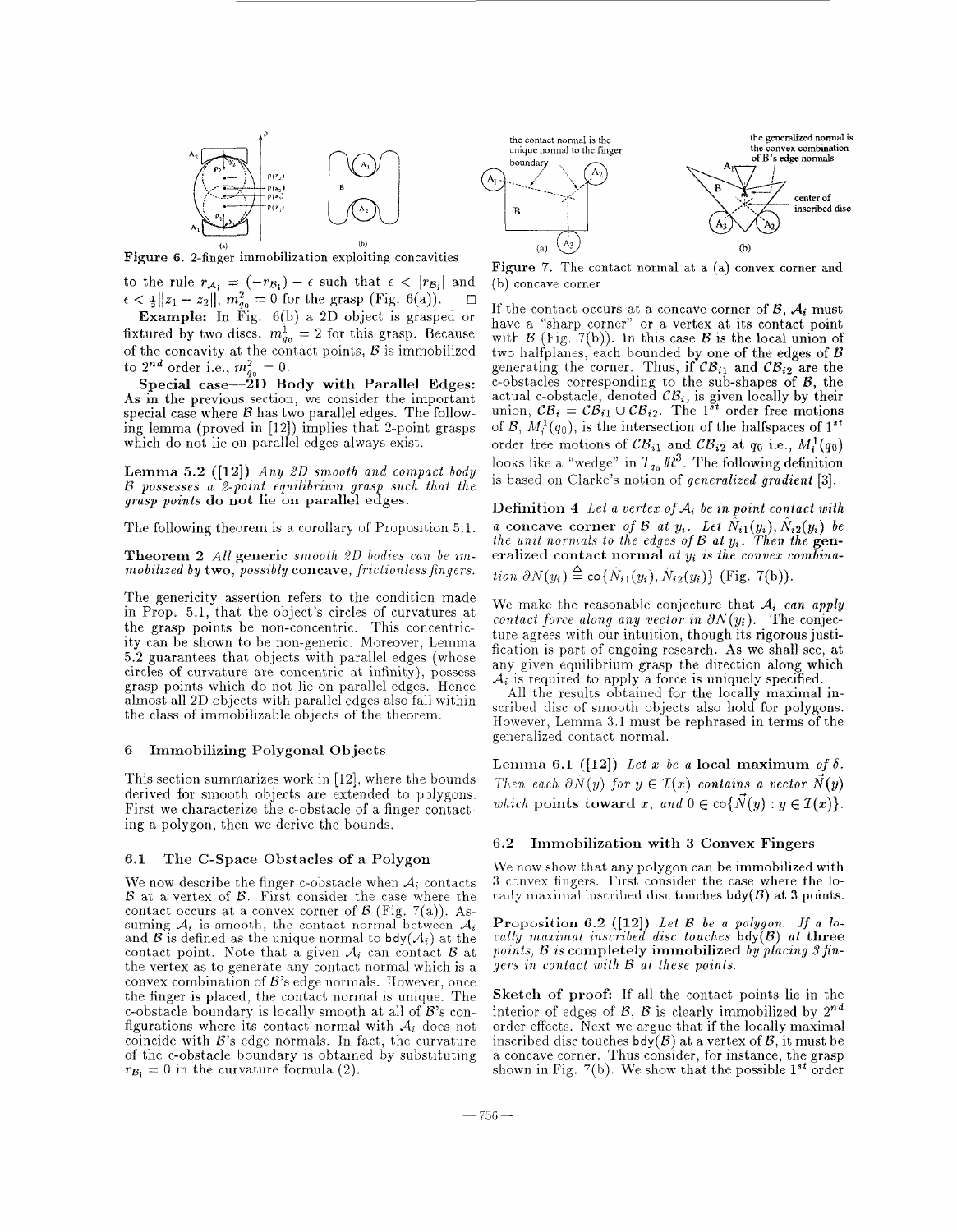Figure 6. 2-finger immobilization exploiting concavities

to the rule $r_{\mathcal{A}_1} = (-r_{\mathcal{B}_1}) - \epsilon$ such that $\epsilon < |r_{\mathcal{B}_1}|$ and $\epsilon < \frac{1}{2}\|z_1 - z_2\|$, $m^2_{q_0} = 0$ for the grasp (Fig. 6(a)). □

**Example:** In Fig. 6(b) a 2D object is grasped or fixtured by two discs. $m^1_{q_0} = 2$ for this grasp. Because of the concavity at the contact points, $\mathcal{B}$ is immobilized to $2^{nd}$ order i.e., $m^2_{q_0} = 0$.

**Special case—2D Body with Parallel Edges:** As in the previous section, we consider the important special case where $\mathcal{B}$ has two parallel edges. The following lemma (proved in [12]) implies that 2-point grasps which do not lie on parallel edges always exist.

**Lemma 5.2 ([12])** *Any 2D smooth and compact body $\mathcal{B}$ possesses a 2-point equilibrium grasp such that the grasp points* **do not** *lie on* **parallel edges**.

The following theorem is a corollary of Proposition 5.1.

**Theorem 2** *All* **generic** *smooth 2D bodies can be immobilized by* **two**, *possibly* **concave**, *frictionless fingers.*

The genericity assertion refers to the condition made in Prop. 5.1, that the object's circles of curvatures at the grasp points be non-concentric. This concentricity can be shown to be non-generic. Moreover, Lemma 5.2 guarantees that objects with parallel edges (whose circles of curvature are concentric at infinity), possess grasp points which do not lie on parallel edges. Hence almost all 2D objects with parallel edges also fall within the class of immobilizable objects of the theorem.

## 6 Immobilizing Polygonal Objects

This section summarizes work in [12], where the bounds derived for smooth objects are extended to polygons. First we characterize the c-obstacle of a finger contacting a polygon, then we derive the bounds.

### 6.1 The C-Space Obstacles of a Polygon

We now describe the finger c-obstacle when $\mathcal{A}_i$ contacts $\mathcal{B}$ at a vertex of $\mathcal{B}$. First consider the case where the contact occurs at a convex corner of $\mathcal{B}$ (Fig. 7(a)). Assuming $\mathcal{A}_i$ is smooth, the contact normal between $\mathcal{A}_i$ and $\mathcal{B}$ is defined as the unique normal to $\mathsf{bdy}(\mathcal{A}_i)$ at the contact point. Note that a given $\mathcal{A}_i$ can contact $\mathcal{B}$ at the vertex as to generate any contact normal which is a convex combination of $\mathcal{B}$'s edge normals. However, once the finger is placed, the contact normal is unique. The c-obstacle boundary is locally smooth at all of $\mathcal{B}$'s configurations where its contact normal with $\mathcal{A}_i$ does not coincide with $\mathcal{B}$'s edge normals. In fact, the curvature of the c-obstacle boundary is obtained by substituting $r_{\mathcal{B}_i} = 0$ in the curvature formula (2).

Figure 7. The contact normal at a (a) convex corner and (b) concave corner

If the contact occurs at a concave corner of $\mathcal{B}$, $\mathcal{A}_i$ must have a "sharp corner" or a vertex at its contact point with $\mathcal{B}$ (Fig. 7(b)). In this case $\mathcal{B}$ is the local union of two halfplanes, each bounded by one of the edges of $\mathcal{B}$ generating the corner. Thus, if $\mathcal{CB}_{i1}$ and $\mathcal{CB}_{i2}$ are the c-obstacles corresponding to the sub-shapes of $\mathcal{B}$, the actual c-obstacle, denoted $\mathcal{CB}_i$, is given locally by their union, $\mathcal{CB}_i = \mathcal{CB}_{i1} \cup \mathcal{CB}_{i2}$. The $1^{st}$ order free motions of $\mathcal{B}$, $M^1_i(q_0)$, is the intersection of the halfspaces of $1^{st}$ order free motions of $\mathcal{CB}_{i1}$ and $\mathcal{CB}_{i2}$ at $q_0$ i.e., $M^1_i(q_0)$ looks like a "wedge" in $T_{q_0}\mathbb{R}^3$. The following definition is based on Clarke's notion of *generalized gradient* [3].

**Definition 4** *Let a vertex of $\mathcal{A}_i$ be in point contact with a* **concave corner** *of $\mathcal{B}$ at $y_i$. Let $\hat{N}_{i1}(y_i), \hat{N}_{i2}(y_i)$ be the unit normals to the edges of $\mathcal{B}$ at $y_i$. Then the* **generalized contact normal** *at $y_i$ is the convex combination $\partial N(y_i) \triangleq \mathsf{co}\{\hat{N}_{i1}(y_i), \hat{N}_{i2}(y_i)\}$ (Fig. 7(b)).*

We make the reasonable conjecture that *$\mathcal{A}_i$ can apply contact force along any vector in $\partial N(y_i)$*. The conjecture agrees with our intuition, though its rigorous justification is part of ongoing research. As we shall see, at any given equilibrium grasp the direction along which $\mathcal{A}_i$ is required to apply a force is uniquely specified.

All the results obtained for the locally maximal inscribed disc of smooth objects also hold for polygons. However, Lemma 3.1 must be rephrased in terms of the generalized contact normal.

**Lemma 6.1 ([12])** *Let $x$ be a* **local maximum** *of $\delta$. Then each $\partial\hat{N}(y)$ for $y \in \mathcal{I}(x)$ contains a vector $\vec{N}(y)$ which* **points toward** *$x$, and $0 \in \mathsf{co}\{\vec{N}(y) : y \in \mathcal{I}(x)\}$.*

### 6.2 Immobilization with 3 Convex Fingers

We now show that any polygon can be immobilized with 3 convex fingers. First consider the case where the locally maximal inscribed disc touches $\mathsf{bdy}(\mathcal{B})$ at 3 points.

**Proposition 6.2 ([12])** *Let $\mathcal{B}$ be a polygon. If a locally maximal inscribed disc touches $\mathsf{bdy}(\mathcal{B})$ at* **three** *points, $\mathcal{B}$ is* **completely immobilized** *by placing 3 fingers in contact with $\mathcal{B}$ at these points.*

**Sketch of proof:** If all the contact points lie in the interior of edges of $\mathcal{B}$, $\mathcal{B}$ is clearly immobilized by $2^{nd}$ order effects. Next we argue that if the locally maximal inscribed disc touches $\mathsf{bdy}(\mathcal{B})$ at a vertex of $\mathcal{B}$, it must be a concave corner. Thus consider, for instance, the grasp shown in Fig. 7(b). We show that the possible $1^{st}$ order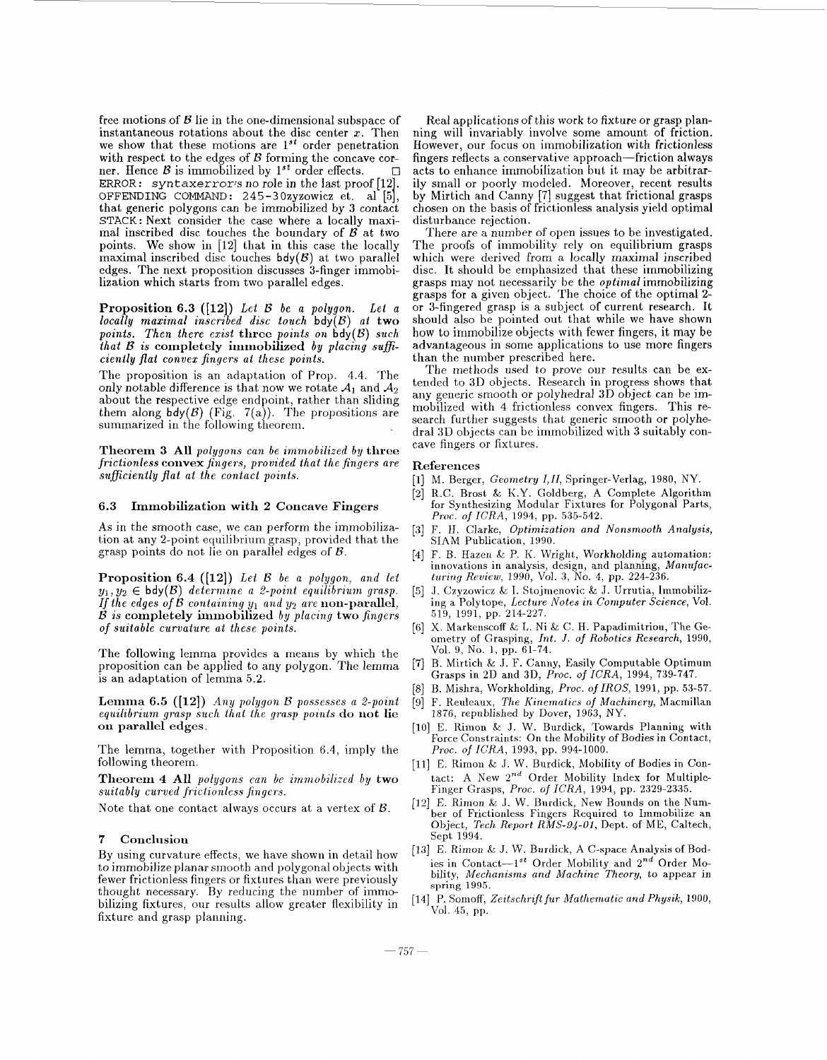free motions of $\mathcal{B}$ lie in the one-dimensional subspace of instantaneous rotations about the disc center $x$. Then we show that these motions are $1^{st}$ order penetration with respect to the edges of $\mathcal{B}$ forming the concave corner. Hence $\mathcal{B}$ is immobilized by $1^{st}$ order effects. □

ERROR: syntaxerror's no role in the last proof [12]. OFFENDING COMMAND: 245-30zyzowicz et. al [5], that generic polygons can be immobilized by 3 contact STACK: Next consider the case where a locally maximal inscribed disc touches the boundary of $\mathcal{B}$ at two points. We show in [12] that in this case the locally maximal inscribed disc touches $\mathsf{bdy}(\mathcal{B})$ at two parallel edges. The next proposition discusses 3-finger immobilization which starts from two parallel edges.

**Proposition 6.3 ([12])** *Let $\mathcal{B}$ be a polygon. Let a locally maximal inscribed disc touch $\mathsf{bdy}(\mathcal{B})$ at* **two** *points. Then there exist* **three** *points on $\mathsf{bdy}(\mathcal{B})$ such that $\mathcal{B}$ is* **completely immobilized** *by placing sufficiently flat convex fingers at these points.*

The proposition is an adaptation of Prop. 4.4. The only notable difference is that now we rotate $\mathcal{A}_1$ and $\mathcal{A}_2$ about the respective edge endpoint, rather than sliding them along $\mathsf{bdy}(\mathcal{B})$ (Fig. 7(a)). The propositions are summarized in the following theorem.

**Theorem 3** **All** *polygons can be immobilized by* **three** *frictionless* **convex** *fingers, provided that the fingers are sufficiently flat at the contact points.*

### 6.3 Immobilization with 2 Concave Fingers

As in the smooth case, we can perform the immobilization at any 2-point equilibrium grasp, provided that the grasp points do not lie on parallel edges of $\mathcal{B}$.

**Proposition 6.4 ([12])** *Let $\mathcal{B}$ be a polygon, and let $y_1, y_2 \in \mathsf{bdy}(\mathcal{B})$ determine a 2-point equilibrium grasp. If the edges of $\mathcal{B}$ containing $y_1$ and $y_2$ are* **non-parallel**, *$\mathcal{B}$ is* **completely immobilized** *by placing* **two** *fingers of suitable curvature at these points.*

The following lemma provides a means by which the proposition can be applied to any polygon. The lemma is an adaptation of lemma 5.2.

**Lemma 6.5 ([12])** *Any polygon $\mathcal{B}$ possesses a 2-point equilibrium grasp such that the grasp points* **do not lie on parallel edges**.

The lemma, together with Proposition 6.4, imply the following theorem.

**Theorem 4** **All** *polygons can be immobilized by* **two** *suitably curved frictionless fingers.*

Note that one contact always occurs at a vertex of $\mathcal{B}$.

## 7 Conclusion

By using curvature effects, we have shown in detail how to immobilize planar smooth and polygonal objects with fewer frictionless fingers or fixtures than were previously thought necessary. By reducing the number of immobilizing fixtures, our results allow greater flexibility in fixture and grasp planning.

Real applications of this work to fixture or grasp planning will invariably involve some amount of friction. However, our focus on immobilization with frictionless fingers reflects a conservative approach—friction always acts to enhance immobilization but it may be arbitrarily small or poorly modeled. Moreover, recent results by Mirtich and Canny [7] suggest that frictional grasps chosen on the basis of frictionless analysis yield optimal disturbance rejection.

There are a number of open issues to be investigated. The proofs of immobility rely on equilibrium grasps which were derived from a locally maximal inscribed disc. It should be emphasized that these immobilizing grasps may not necessarily be the *optimal* immobilizing grasps for a given object. The choice of the optimal 2- or 3-fingered grasp is a subject of current research. It should also be pointed out that while we have shown how to immobilize objects with fewer fingers, it may be advantageous in some applications to use more fingers than the number prescribed here.

The methods used to prove our results can be extended to 3D objects. Research in progress shows that any generic smooth or polyhedral 3D object can be immobilized with 4 frictionless convex fingers. This research further suggests that generic smooth or polyhedral 3D objects can be immobilized with 3 suitably concave fingers or fixtures.

## References

[1] M. Berger, *Geometry I,II*, Springer-Verlag, 1980, NY.

[2] R.C. Brost & K.Y. Goldberg, A Complete Algorithm for Synthesizing Modular Fixtures for Polygonal Parts, *Proc. of ICRA*, 1994, pp. 535-542.

[3] F. H. Clarke, *Optimization and Nonsmooth Analysis*, SIAM Publication, 1990.

[4] F. B. Hazen & P. K. Wright, Workholding automation: innovations in analysis, design, and planning, *Manufacturing Review*, 1990, Vol. 3, No. 4, pp. 224-236.

[5] J. Czyzowicz & I. Stojmenovic & J. Urrutia, Immobilizing a Polytope, *Lecture Notes in Computer Science*, Vol. 519, 1991, pp. 214-227.

[6] X. Markenscoff & L. Ni & C. H. Papadimitriou, The Geometry of Grasping, *Int. J. of Robotics Research*, 1990, Vol. 9, No. 1, pp. 61-74.

[7] B. Mirtich & J. F. Canny, Easily Computable Optimum Grasps in 2D and 3D, *Proc. of ICRA*, 1994, 739-747.

[8] B. Mishra, Workholding, *Proc. of IROS*, 1991, pp. 53-57.

[9] F. Reuleaux, *The Kinematics of Machinery*, Macmillan 1876, republished by Dover, 1963, NY.

[10] E. Rimon & J. W. Burdick, Towards Planning with Force Constraints: On the Mobility of Bodies in Contact, *Proc. of ICRA*, 1993, pp. 994-1000.

[11] E. Rimon & J. W. Burdick, Mobility of Bodies in Contact: A New $2^{nd}$ Order Mobility Index for Multiple-Finger Grasps, *Proc. of ICRA*, 1994, pp. 2329-2335.

[12] E. Rimon & J. W. Burdick, New Bounds on the Number of Frictionless Fingers Required to Immobilize an Object, *Tech Report RMS-94-01*, Dept. of ME, Caltech, Sept 1994.

[13] E. Rimon & J. W. Burdick, A C-space Analysis of Bodies in Contact—$1^{st}$ Order Mobility and $2^{nd}$ Order Mobility, *Mechanisms and Machine Theory*, to appear in spring 1995.

[14] P. Somoff, *Zeitschrift fur Mathematic and Physik*, 1900, Vol. 45, pp.